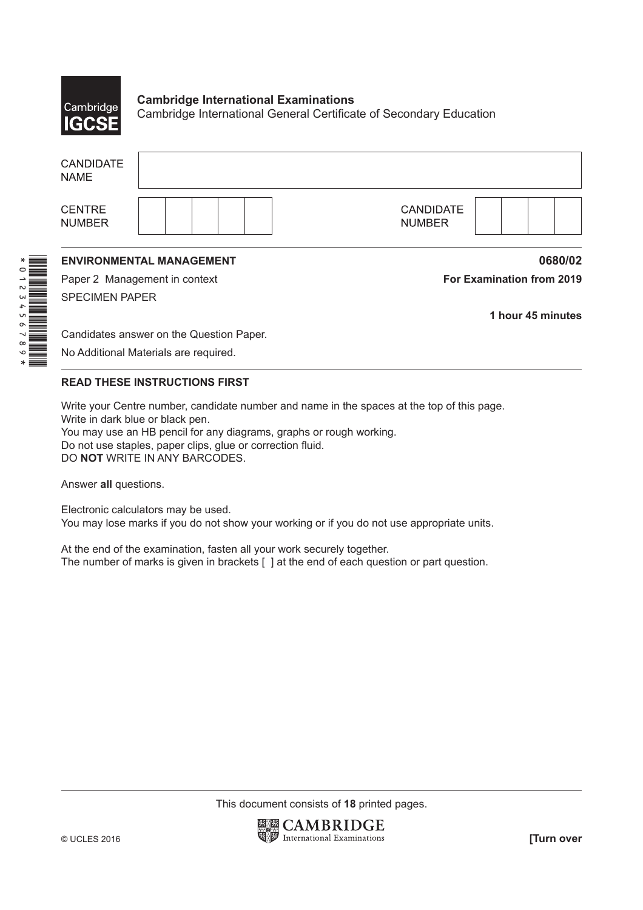**Cambridge International Examinations**
Cambridge International General Certificate of Secondary Education

| CANDIDATE NAME | |
|---|---|

| CENTRE NUMBER | | CANDIDATE NUMBER | |
|---|---|---|---|

**ENVIRONMENTAL MANAGEMENT** **0680/02**

Paper 2 Management in context **For Examination from 2019**

SPECIMEN PAPER

**1 hour 45 minutes**

Candidates answer on the Question Paper.

No Additional Materials are required.

**READ THESE INSTRUCTIONS FIRST**

Write your Centre number, candidate number and name in the spaces at the top of this page.
Write in dark blue or black pen.
You may use an HB pencil for any diagrams, graphs or rough working.
Do not use staples, paper clips, glue or correction fluid.
DO **NOT** WRITE IN ANY BARCODES.

Answer **all** questions.

Electronic calculators may be used.
You may lose marks if you do not show your working or if you do not use appropriate units.

At the end of the examination, fasten all your work securely together.
The number of marks is given in brackets [ ] at the end of each question or part question.

This document consists of **18** printed pages.

© UCLES 2016 **[Turn over**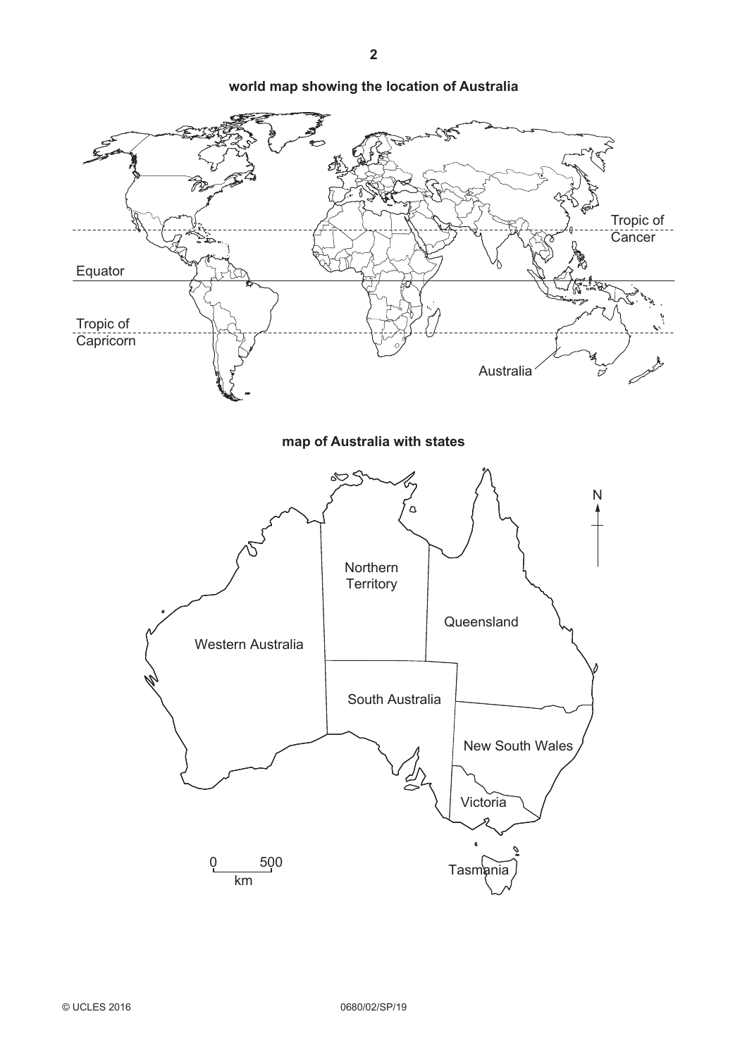**world map showing the location of Australia**

**map of Australia with states**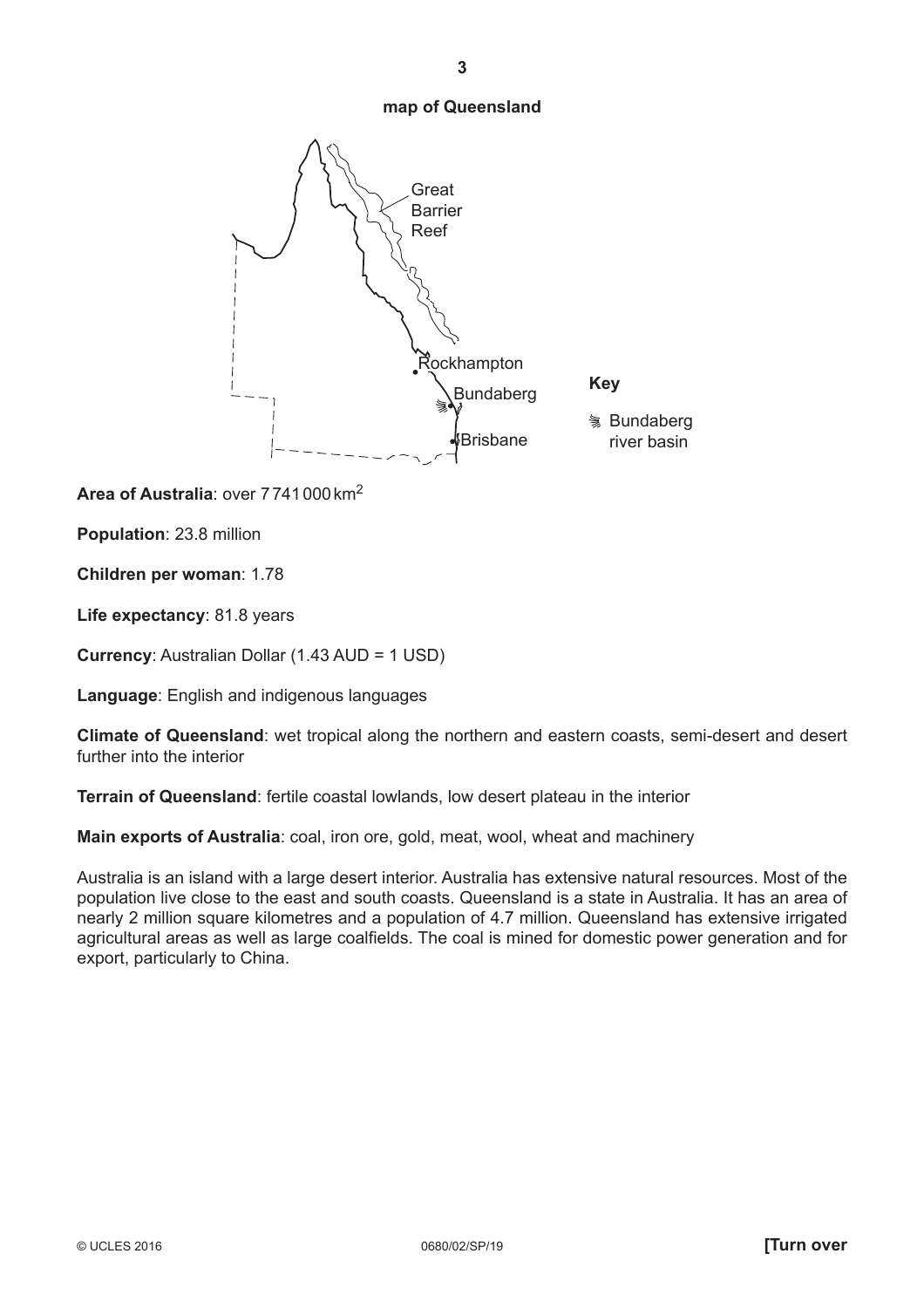**map of Queensland**

Great Barrier Reef

Rockhampton

Bundaberg

Brisbane

**Key**

Bundaberg river basin

**Area of Australia**: over 7 741 000 km$^2$

**Population**: 23.8 million

**Children per woman**: 1.78

**Life expectancy**: 81.8 years

**Currency**: Australian Dollar (1.43 AUD = 1 USD)

**Language**: English and indigenous languages

**Climate of Queensland**: wet tropical along the northern and eastern coasts, semi-desert and desert further into the interior

**Terrain of Queensland**: fertile coastal lowlands, low desert plateau in the interior

**Main exports of Australia**: coal, iron ore, gold, meat, wool, wheat and machinery

Australia is an island with a large desert interior. Australia has extensive natural resources. Most of the population live close to the east and south coasts. Queensland is a state in Australia. It has an area of nearly 2 million square kilometres and a population of 4.7 million. Queensland has extensive irrigated agricultural areas as well as large coalfields. The coal is mined for domestic power generation and for export, particularly to China.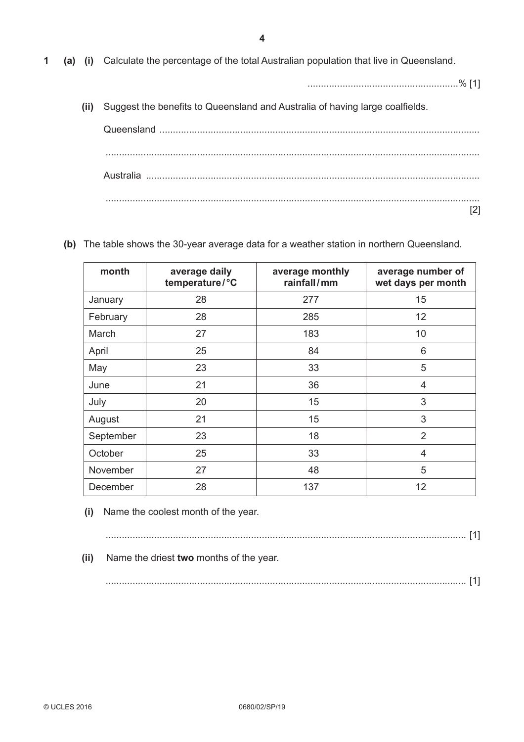**1 (a) (i)** Calculate the percentage of the total Australian population that live in Queensland.

........................................................% [1]

**(ii)** Suggest the benefits to Queensland and Australia of having large coalfields.

Queensland ......................................................................................................................

..........................................................................................................................................

Australia ..........................................................................................................................

.......................................................................................................................................... [2]

**(b)** The table shows the 30-year average data for a weather station in northern Queensland.

| month | average daily temperature / °C | average monthly rainfall / mm | average number of wet days per month |
|---|---|---|---|
| January | 28 | 277 | 15 |
| February | 28 | 285 | 12 |
| March | 27 | 183 | 10 |
| April | 25 | 84 | 6 |
| May | 23 | 33 | 5 |
| June | 21 | 36 | 4 |
| July | 20 | 15 | 3 |
| August | 21 | 15 | 3 |
| September | 23 | 18 | 2 |
| October | 25 | 33 | 4 |
| November | 27 | 48 | 5 |
| December | 28 | 137 | 12 |

**(i)** Name the coolest month of the year.

..................................................................................................................................... [1]

**(ii)** Name the driest **two** months of the year.

..................................................................................................................................... [1]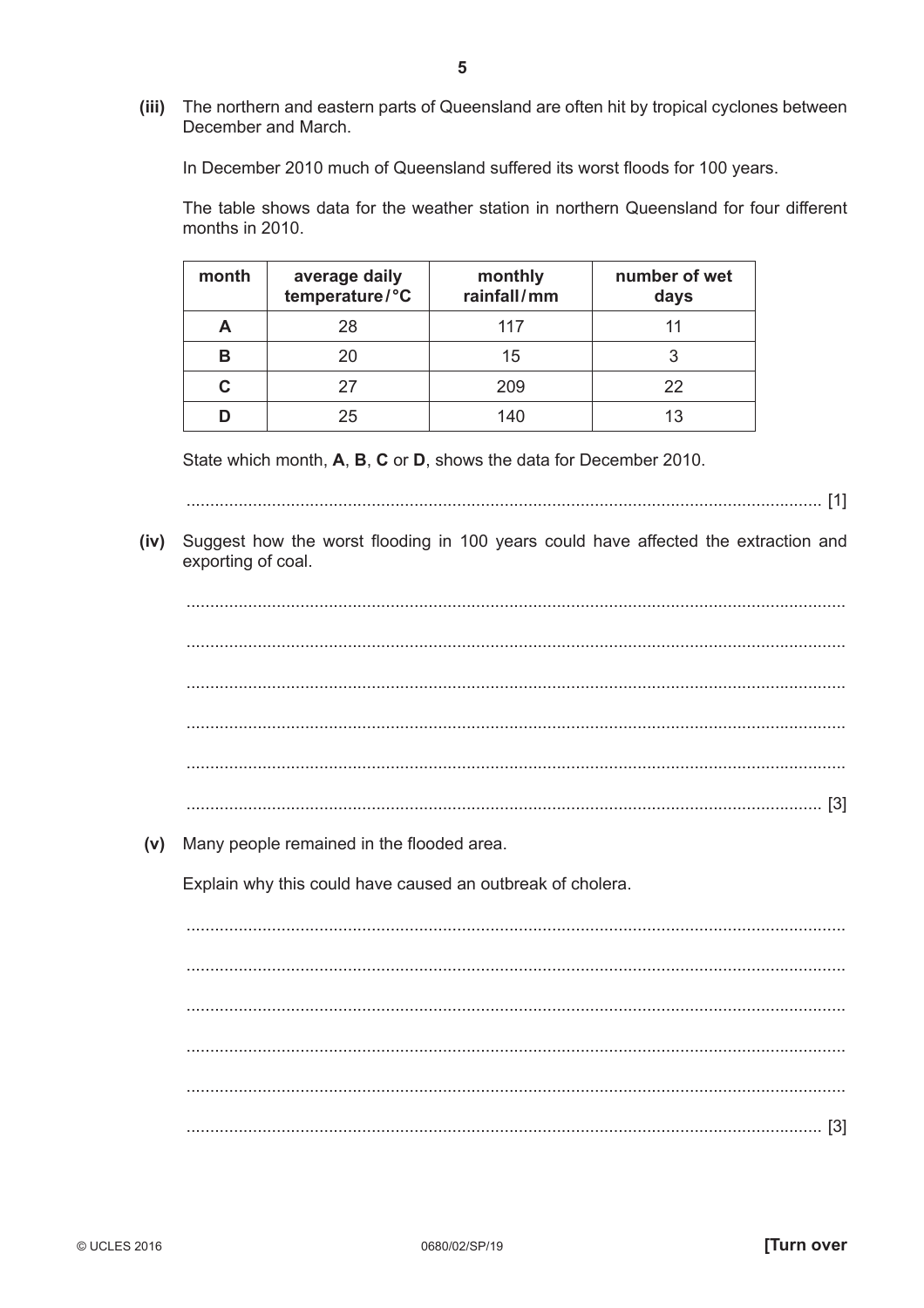**(iii)** The northern and eastern parts of Queensland are often hit by tropical cyclones between December and March.

In December 2010 much of Queensland suffered its worst floods for 100 years.

The table shows data for the weather station in northern Queensland for four different months in 2010.

| month | average daily temperature / °C | monthly rainfall / mm | number of wet days |
|---|---|---|---|
| **A** | 28 | 117 | 11 |
| **B** | 20 | 15 | 3 |
| **C** | 27 | 209 | 22 |
| **D** | 25 | 140 | 13 |

State which month, **A**, **B**, **C** or **D**, shows the data for December 2010.

.................................................................................................................................... [1]

**(iv)** Suggest how the worst flooding in 100 years could have affected the extraction and exporting of coal.

..........................................................................................................................................

..........................................................................................................................................

..........................................................................................................................................

..........................................................................................................................................

..........................................................................................................................................

.................................................................................................................................... [3]

**(v)** Many people remained in the flooded area.

Explain why this could have caused an outbreak of cholera.

..........................................................................................................................................

..........................................................................................................................................

..........................................................................................................................................

..........................................................................................................................................

..........................................................................................................................................

.................................................................................................................................... [3]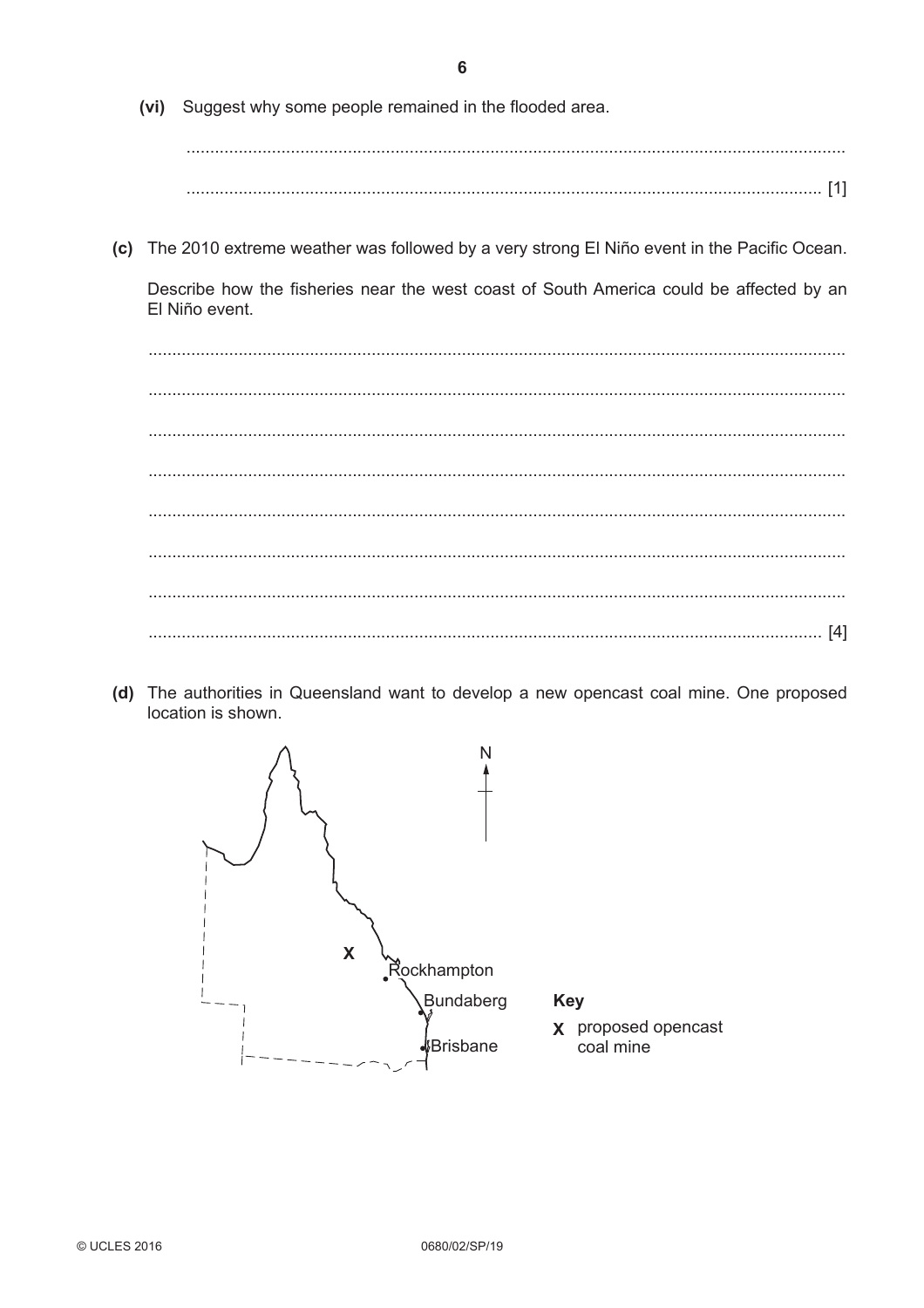(vi) Suggest why some people remained in the flooded area.

..........................................................................................................................................

.................................................................................................................................... [1]

**(c)** The 2010 extreme weather was followed by a very strong El Niño event in the Pacific Ocean.

Describe how the fisheries near the west coast of South America could be affected by an El Niño event.

..........................................................................................................................................

..........................................................................................................................................

..........................................................................................................................................

..........................................................................................................................................

..........................................................................................................................................

..........................................................................................................................................

..........................................................................................................................................

.................................................................................................................................... [4]

**(d)** The authorities in Queensland want to develop a new opencast coal mine. One proposed location is shown.

N

X

Rockhampton

Bundaberg

Brisbane

**Key**

**X** proposed opencast coal mine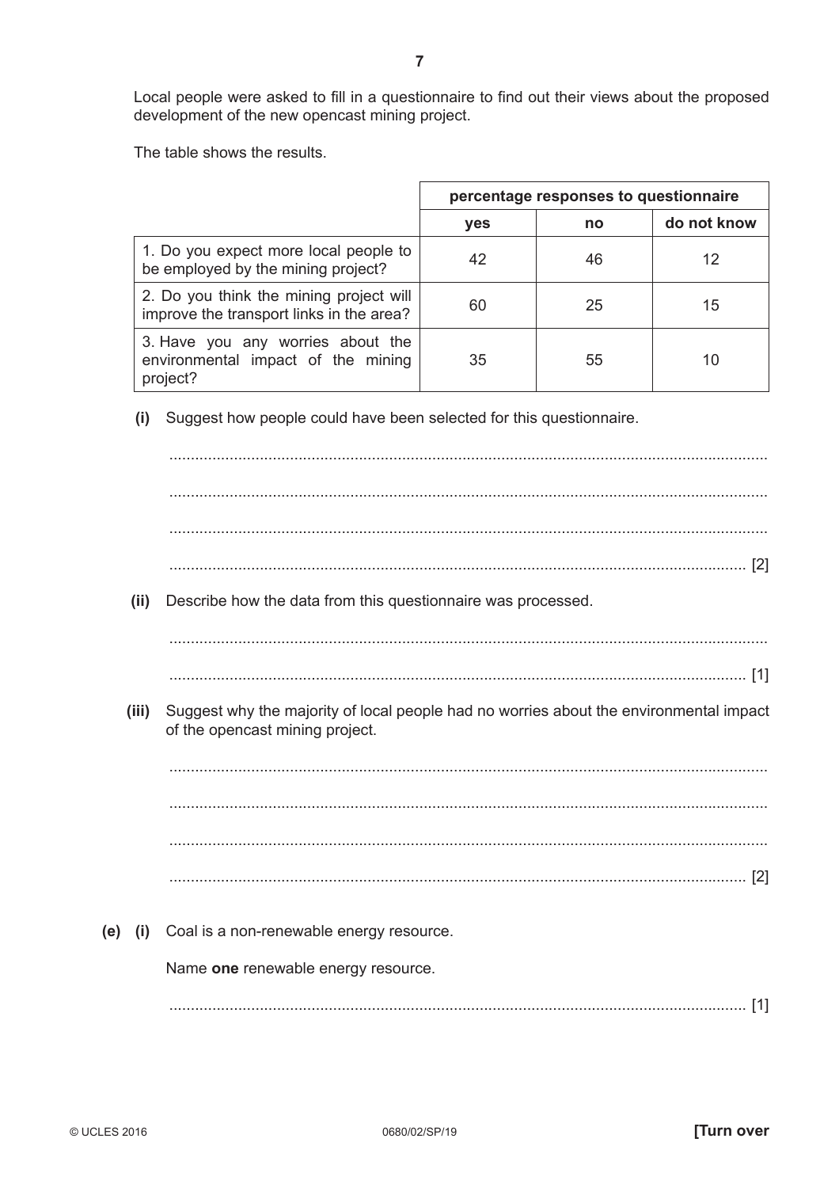Local people were asked to fill in a questionnaire to find out their views about the proposed development of the new opencast mining project.

The table shows the results.

| | percentage responses to questionnaire | | |
|---|---|---|---|
| | yes | no | do not know |
| 1. Do you expect more local people to be employed by the mining project? | 42 | 46 | 12 |
| 2. Do you think the mining project will improve the transport links in the area? | 60 | 25 | 15 |
| 3. Have you any worries about the environmental impact of the mining project? | 35 | 55 | 10 |

**(i)** Suggest how people could have been selected for this questionnaire.

.......................................................................................................................................

.......................................................................................................................................

.......................................................................................................................................

....................................................................................................................................... [2]

**(ii)** Describe how the data from this questionnaire was processed.

.......................................................................................................................................

....................................................................................................................................... [1]

**(iii)** Suggest why the majority of local people had no worries about the environmental impact of the opencast mining project.

.......................................................................................................................................

.......................................................................................................................................

.......................................................................................................................................

....................................................................................................................................... [2]

**(e) (i)** Coal is a non-renewable energy resource.

Name **one** renewable energy resource.

....................................................................................................................................... [1]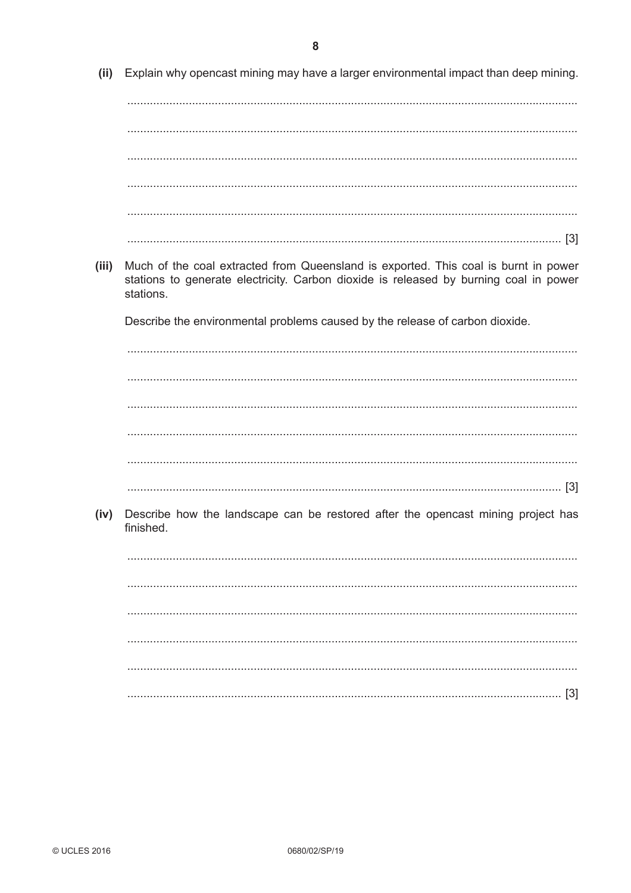**(ii)** Explain why opencast mining may have a larger environmental impact than deep mining.

..........................................................................................................................................

..........................................................................................................................................

..........................................................................................................................................

..........................................................................................................................................

..........................................................................................................................................

.................................................................................................................................... [3]

**(iii)** Much of the coal extracted from Queensland is exported. This coal is burnt in power stations to generate electricity. Carbon dioxide is released by burning coal in power stations.

Describe the environmental problems caused by the release of carbon dioxide.

..........................................................................................................................................

..........................................................................................................................................

..........................................................................................................................................

..........................................................................................................................................

..........................................................................................................................................

.................................................................................................................................... [3]

**(iv)** Describe how the landscape can be restored after the opencast mining project has finished.

..........................................................................................................................................

..........................................................................................................................................

..........................................................................................................................................

..........................................................................................................................................

..........................................................................................................................................

.................................................................................................................................... [3]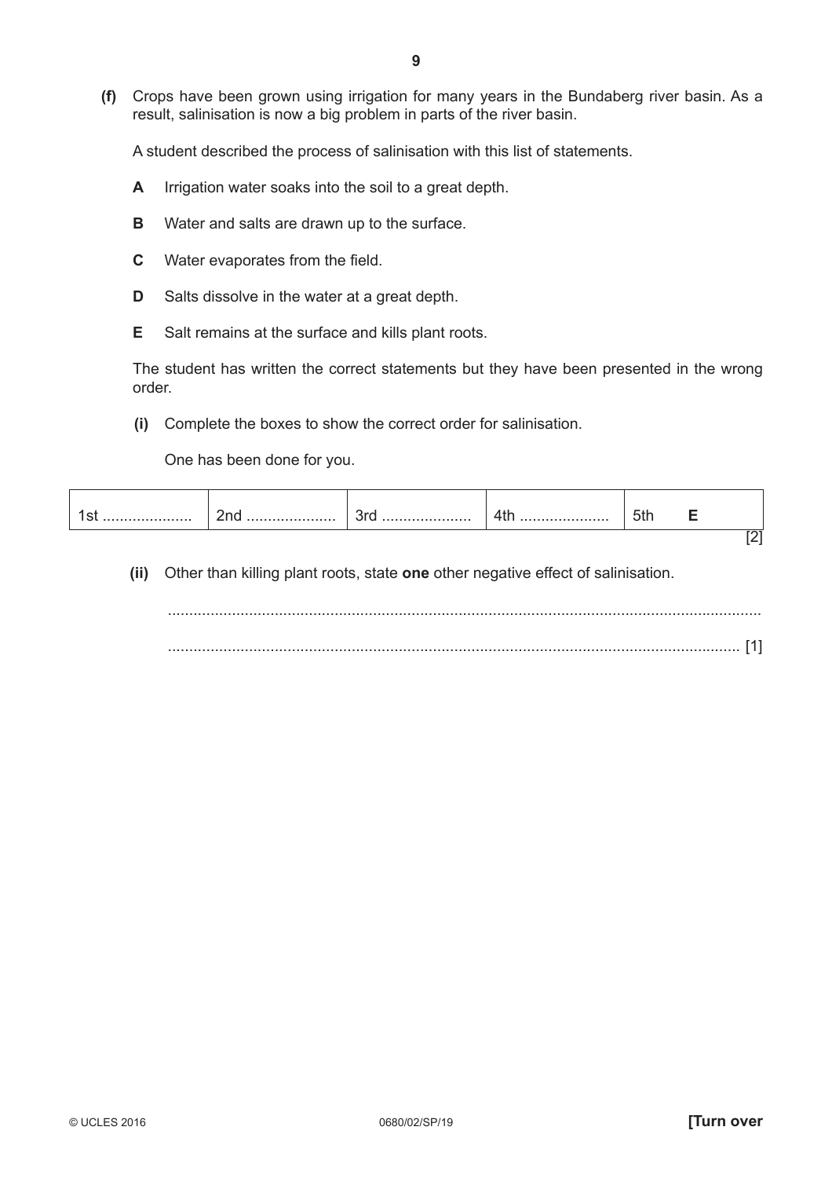**(f)** Crops have been grown using irrigation for many years in the Bundaberg river basin. As a result, salinisation is now a big problem in parts of the river basin.

A student described the process of salinisation with this list of statements.

**A** Irrigation water soaks into the soil to a great depth.

**B** Water and salts are drawn up to the surface.

**C** Water evaporates from the field.

**D** Salts dissolve in the water at a great depth.

**E** Salt remains at the surface and kills plant roots.

The student has written the correct statements but they have been presented in the wrong order.

**(i)** Complete the boxes to show the correct order for salinisation.

One has been done for you.

| 1st .................... | 2nd .................... | 3rd .................... | 4th .................... | 5th **E** |
|---|---|---|---|---|

[2]

**(ii)** Other than killing plant roots, state **one** other negative effect of salinisation.

..........................................................................................................................................

.................................................................................................................................... [1]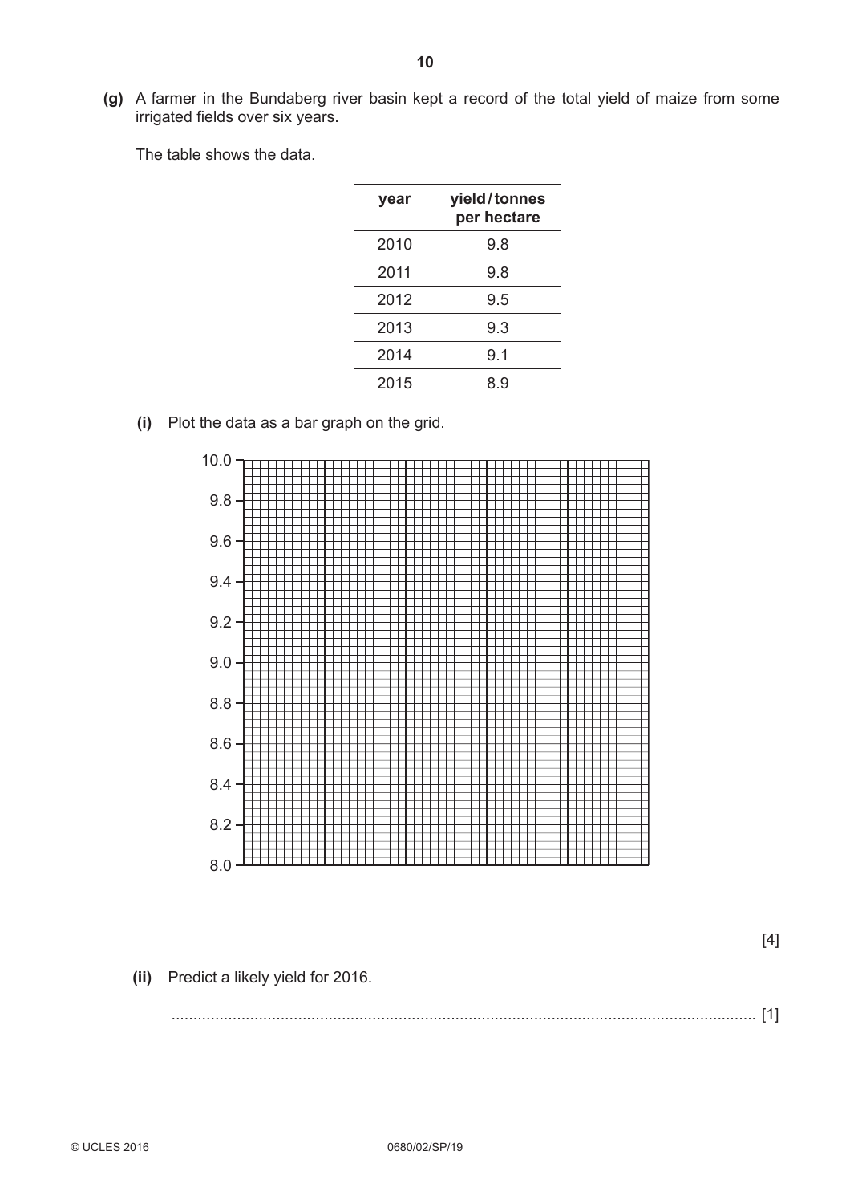**(g)** A farmer in the Bundaberg river basin kept a record of the total yield of maize from some irrigated fields over six years.

The table shows the data.

| year | yield / tonnes per hectare |
|---|---|
| 2010 | 9.8 |
| 2011 | 9.8 |
| 2012 | 9.5 |
| 2013 | 9.3 |
| 2014 | 9.1 |
| 2015 | 8.9 |

**(i)** Plot the data as a bar graph on the grid.

10.0
9.8
9.6
9.4
9.2
9.0
8.8
8.6
8.4
8.2
8.0

[4]

**(ii)** Predict a likely yield for 2016.

.......................................................................................................................................... [1]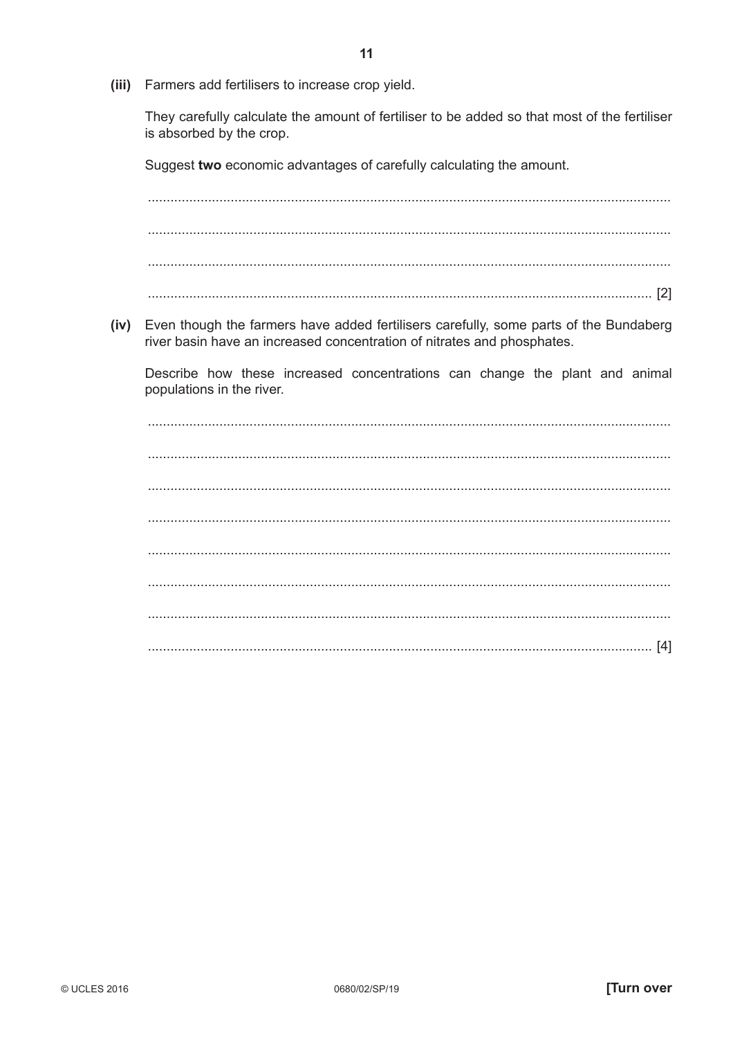**(iii)** Farmers add fertilisers to increase crop yield.

They carefully calculate the amount of fertiliser to be added so that most of the fertiliser is absorbed by the crop.

Suggest **two** economic advantages of carefully calculating the amount.

..........................................................................................................................................

..........................................................................................................................................

..........................................................................................................................................

.................................................................................................................................... [2]

**(iv)** Even though the farmers have added fertilisers carefully, some parts of the Bundaberg river basin have an increased concentration of nitrates and phosphates.

Describe how these increased concentrations can change the plant and animal populations in the river.

..........................................................................................................................................

..........................................................................................................................................

..........................................................................................................................................

..........................................................................................................................................

..........................................................................................................................................

..........................................................................................................................................

..........................................................................................................................................

.................................................................................................................................... [4]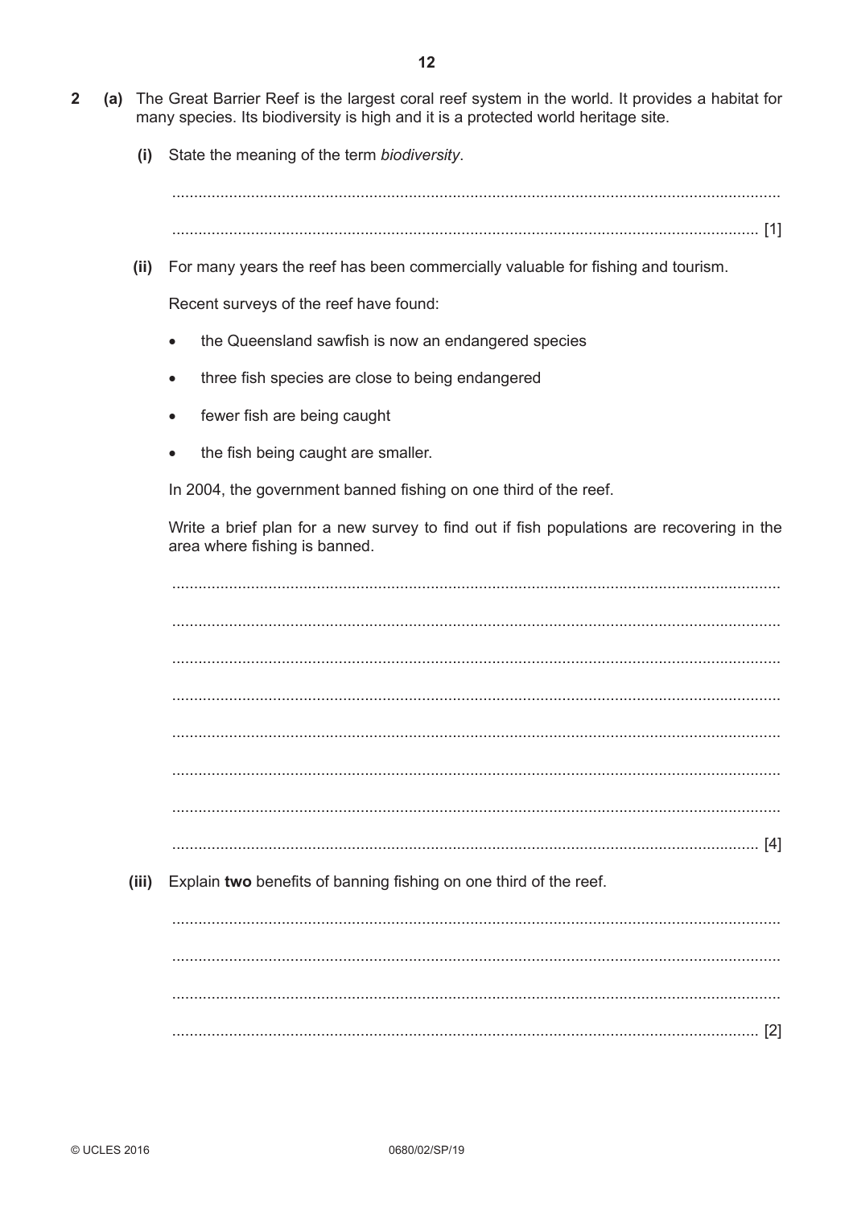**2** **(a)** The Great Barrier Reef is the largest coral reef system in the world. It provides a habitat for many species. Its biodiversity is high and it is a protected world heritage site.

**(i)** State the meaning of the term *biodiversity*.

.......................................................................................................................................

....................................................................................................................................... [1]

**(ii)** For many years the reef has been commercially valuable for fishing and tourism.

Recent surveys of the reef have found:

- the Queensland sawfish is now an endangered species
- three fish species are close to being endangered
- fewer fish are being caught
- the fish being caught are smaller.

In 2004, the government banned fishing on one third of the reef.

Write a brief plan for a new survey to find out if fish populations are recovering in the area where fishing is banned.

.......................................................................................................................................

.......................................................................................................................................

.......................................................................................................................................

.......................................................................................................................................

.......................................................................................................................................

.......................................................................................................................................

.......................................................................................................................................

....................................................................................................................................... [4]

**(iii)** Explain **two** benefits of banning fishing on one third of the reef.

.......................................................................................................................................

.......................................................................................................................................

.......................................................................................................................................

....................................................................................................................................... [2]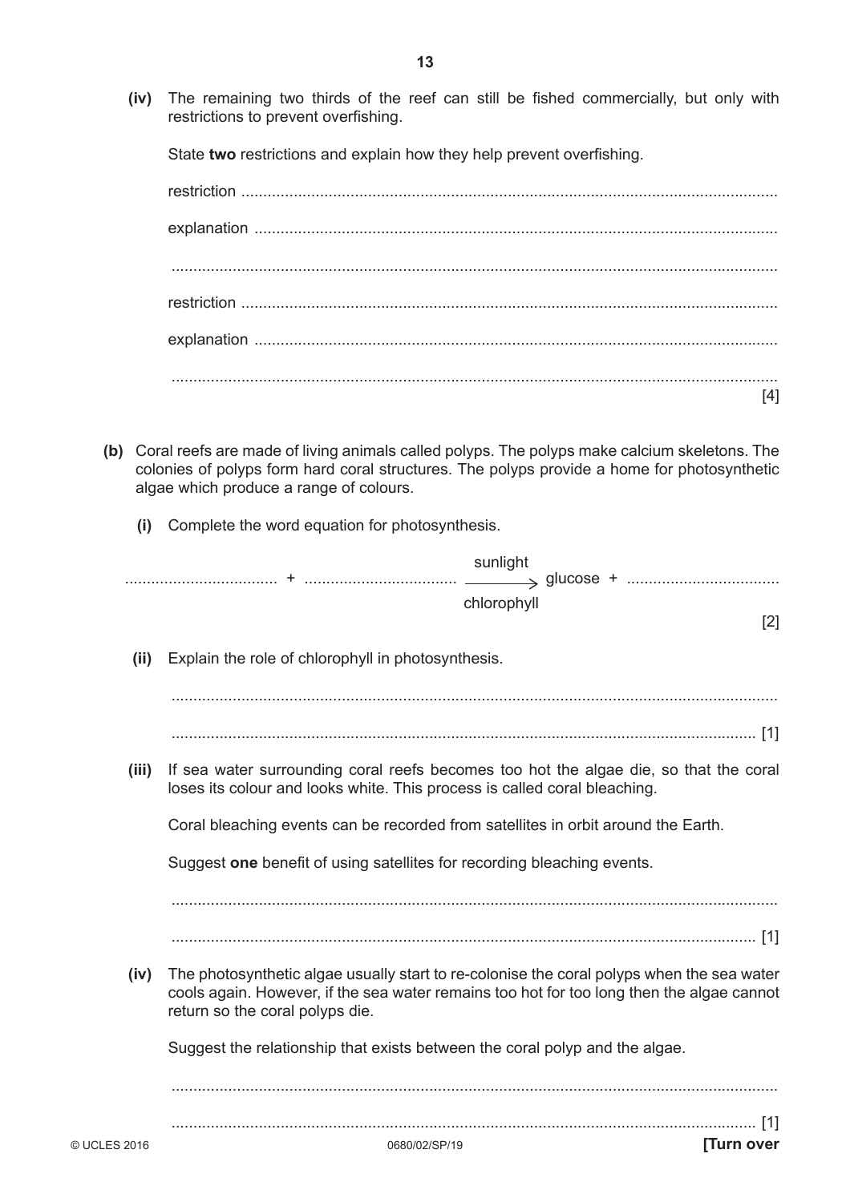**(iv)** The remaining two thirds of the reef can still be fished commercially, but only with restrictions to prevent overfishing.

State **two** restrictions and explain how they help prevent overfishing.

restriction ..........................................................................................................................

explanation ..........................................................................................................................

..........................................................................................................................

restriction ..........................................................................................................................

explanation ..........................................................................................................................

.......................................................................................................................... [4]

**(b)** Coral reefs are made of living animals called polyps. The polyps make calcium skeletons. The colonies of polyps form hard coral structures. The polyps provide a home for photosynthetic algae which produce a range of colours.

**(i)** Complete the word equation for photosynthesis.

$$\text{.................} + \text{.................} \xrightarrow[\text{chlorophyll}]{\text{sunlight}} \text{glucose} + \text{.................}$$

[2]

**(ii)** Explain the role of chlorophyll in photosynthesis.

..........................................................................................................................

.......................................................................................................................... [1]

**(iii)** If sea water surrounding coral reefs becomes too hot the algae die, so that the coral loses its colour and looks white. This process is called coral bleaching.

Coral bleaching events can be recorded from satellites in orbit around the Earth.

Suggest **one** benefit of using satellites for recording bleaching events.

..........................................................................................................................

.......................................................................................................................... [1]

**(iv)** The photosynthetic algae usually start to re-colonise the coral polyps when the sea water cools again. However, if the sea water remains too hot for too long then the algae cannot return so the coral polyps die.

Suggest the relationship that exists between the coral polyp and the algae.

..........................................................................................................................

.......................................................................................................................... [1]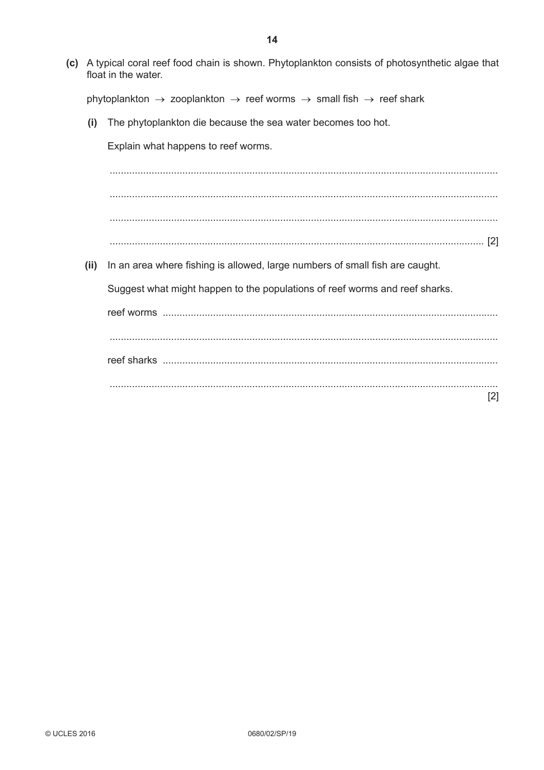**(c)** A typical coral reef food chain is shown. Phytoplankton consists of photosynthetic algae that float in the water.

phytoplankton $\rightarrow$ zooplankton $\rightarrow$ reef worms $\rightarrow$ small fish $\rightarrow$ reef shark

**(i)** The phytoplankton die because the sea water becomes too hot.

Explain what happens to reef worms.

..........................................................................................................................................

..........................................................................................................................................

..........................................................................................................................................

.................................................................................................................................... [2]

**(ii)** In an area where fishing is allowed, large numbers of small fish are caught.

Suggest what might happen to the populations of reef worms and reef sharks.

reef worms ........................................................................................................................

..........................................................................................................................................

reef sharks ........................................................................................................................

..........................................................................................................................................

[2]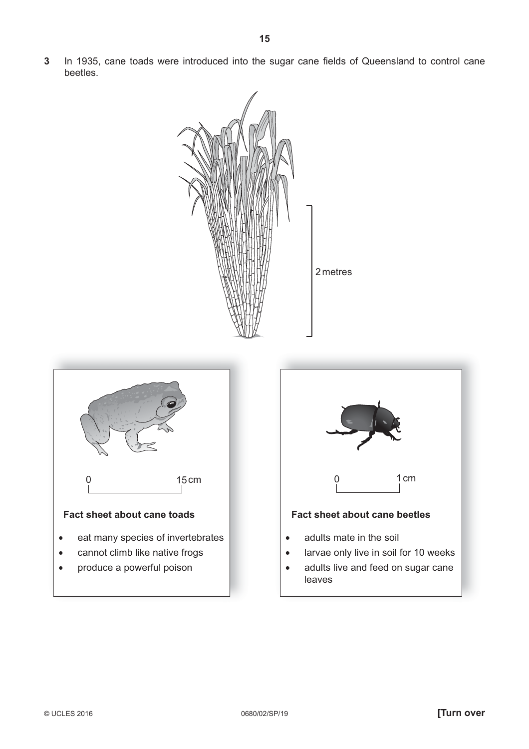**3** In 1935, cane toads were introduced into the sugar cane fields of Queensland to control cane beetles.

2 metres

0 15 cm

**Fact sheet about cane toads**

- eat many species of invertebrates
- cannot climb like native frogs
- produce a powerful poison

0 1 cm

**Fact sheet about cane beetles**

- adults mate in the soil
- larvae only live in soil for 10 weeks
- adults live and feed on sugar cane leaves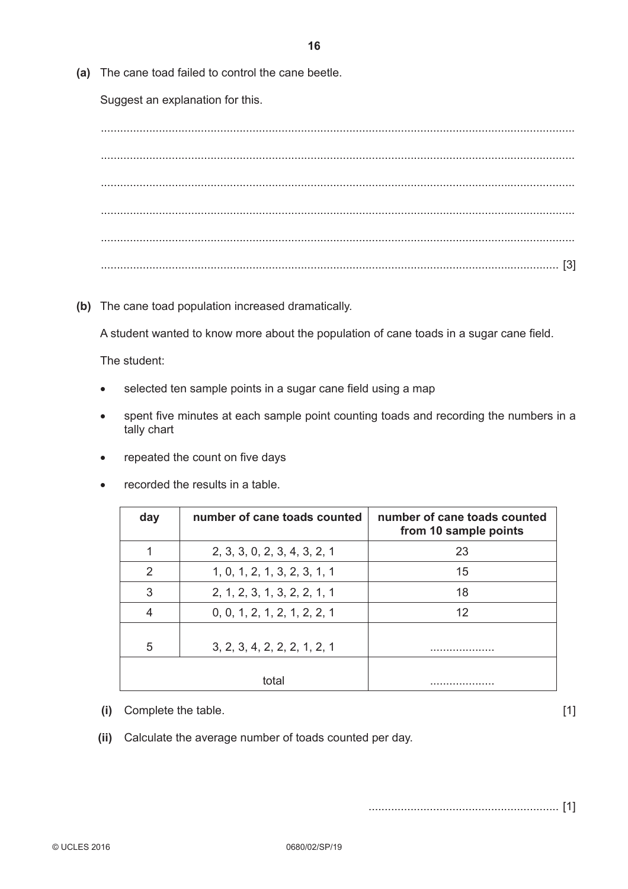**(a)** The cane toad failed to control the cane beetle.

Suggest an explanation for this.

.......................................................................................................................................................

.......................................................................................................................................................

.......................................................................................................................................................

.......................................................................................................................................................

.......................................................................................................................................................

.................................................................................................................................................. [3]

**(b)** The cane toad population increased dramatically.

A student wanted to know more about the population of cane toads in a sugar cane field.

The student:

- selected ten sample points in a sugar cane field using a map
- spent five minutes at each sample point counting toads and recording the numbers in a tally chart
- repeated the count on five days
- recorded the results in a table.

| day | number of cane toads counted | number of cane toads counted from 10 sample points |
|---|---|---|
| 1 | 2, 3, 3, 0, 2, 3, 4, 3, 2, 1 | 23 |
| 2 | 1, 0, 1, 2, 1, 3, 2, 3, 1, 1 | 15 |
| 3 | 2, 1, 2, 3, 1, 3, 2, 2, 1, 1 | 18 |
| 4 | 0, 0, 1, 2, 1, 2, 1, 2, 2, 1 | 12 |
| 5 | 3, 2, 3, 4, 2, 2, 2, 1, 2, 1 | .................... |
| | total | .................... |

**(i)** Complete the table. [1]

**(ii)** Calculate the average number of toads counted per day.

........................................................... [1]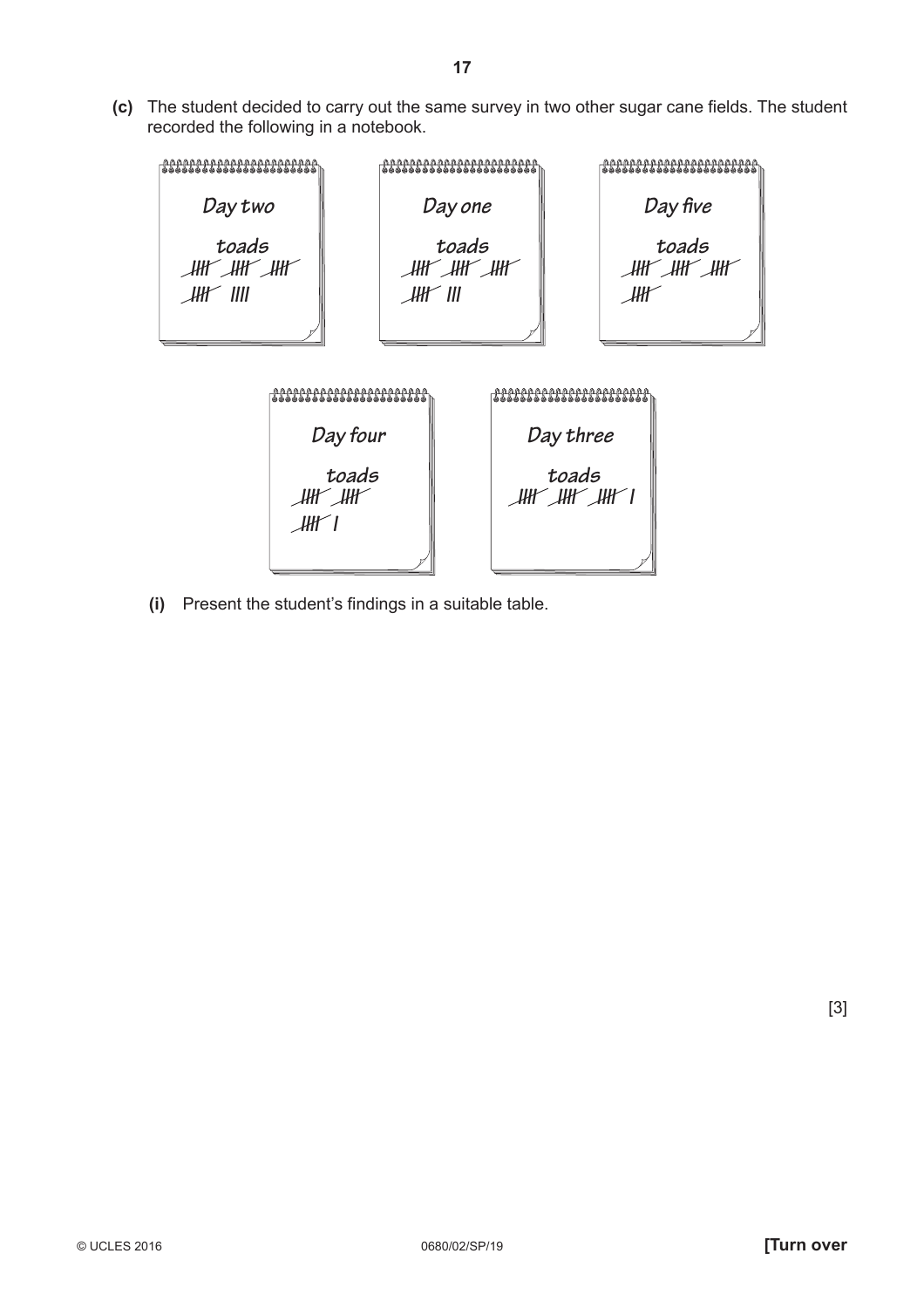**(c)** The student decided to carry out the same survey in two other sugar cane fields. The student recorded the following in a notebook.

**Day two**

toads
~~||||~~ ~~||||~~ ~~||||~~
~~||||~~ ||||

**Day one**

toads
~~||||~~ ~~||||~~ ~~||||~~
~~||||~~ |||

**Day five**

toads
~~||||~~ ~~||||~~ ~~||||~~
~~||||~~

**Day four**

toads
~~||||~~ ~~||||~~
~~||||~~ |

**Day three**

toads
~~||||~~ ~~||||~~ ~~||||~~ |

**(i)** Present the student's findings in a suitable table.

[3]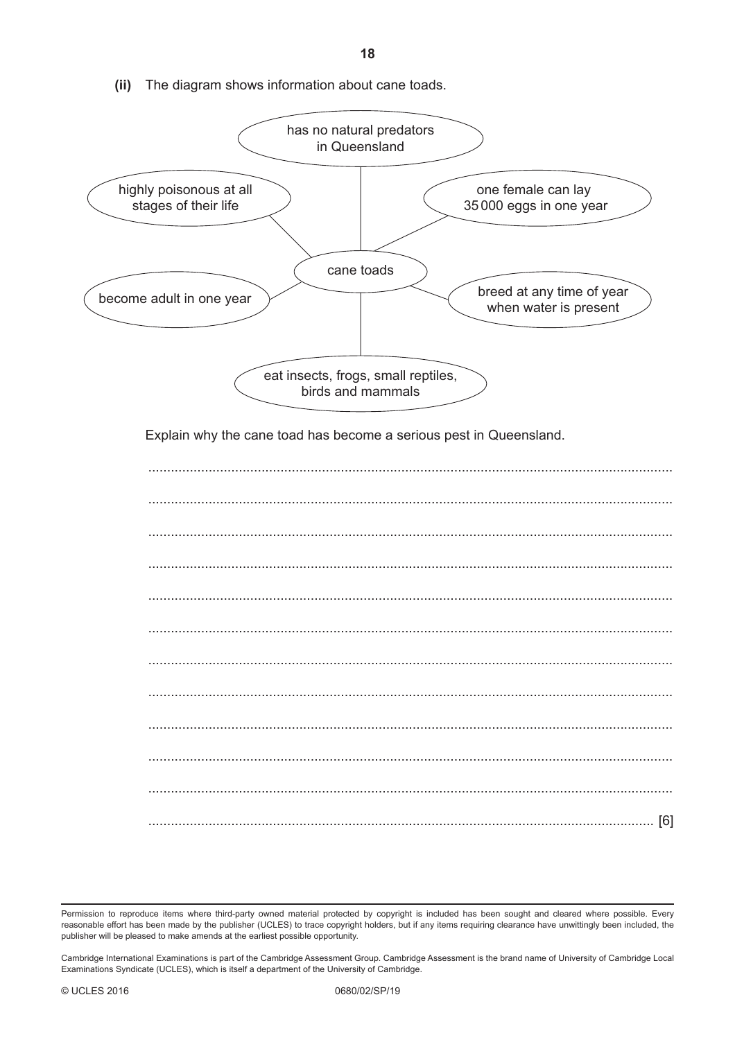**(ii)** The diagram shows information about cane toads.

cane toads

has no natural predators in Queensland

one female can lay 35 000 eggs in one year

breed at any time of year when water is present

eat insects, frogs, small reptiles, birds and mammals

become adult in one year

highly poisonous at all stages of their life

Explain why the cane toad has become a serious pest in Queensland.

..........................................................................................................................................

..........................................................................................................................................

..........................................................................................................................................

..........................................................................................................................................

..........................................................................................................................................

..........................................................................................................................................

..........................................................................................................................................

..........................................................................................................................................

..........................................................................................................................................

..........................................................................................................................................

..........................................................................................................................................

.................................................................................................................................... [6]

Permission to reproduce items where third-party owned material protected by copyright is included has been sought and cleared where possible. Every reasonable effort has been made by the publisher (UCLES) to trace copyright holders, but if any items requiring clearance have unwittingly been included, the publisher will be pleased to make amends at the earliest possible opportunity.

Cambridge International Examinations is part of the Cambridge Assessment Group. Cambridge Assessment is the brand name of University of Cambridge Local Examinations Syndicate (UCLES), which is itself a department of the University of Cambridge.